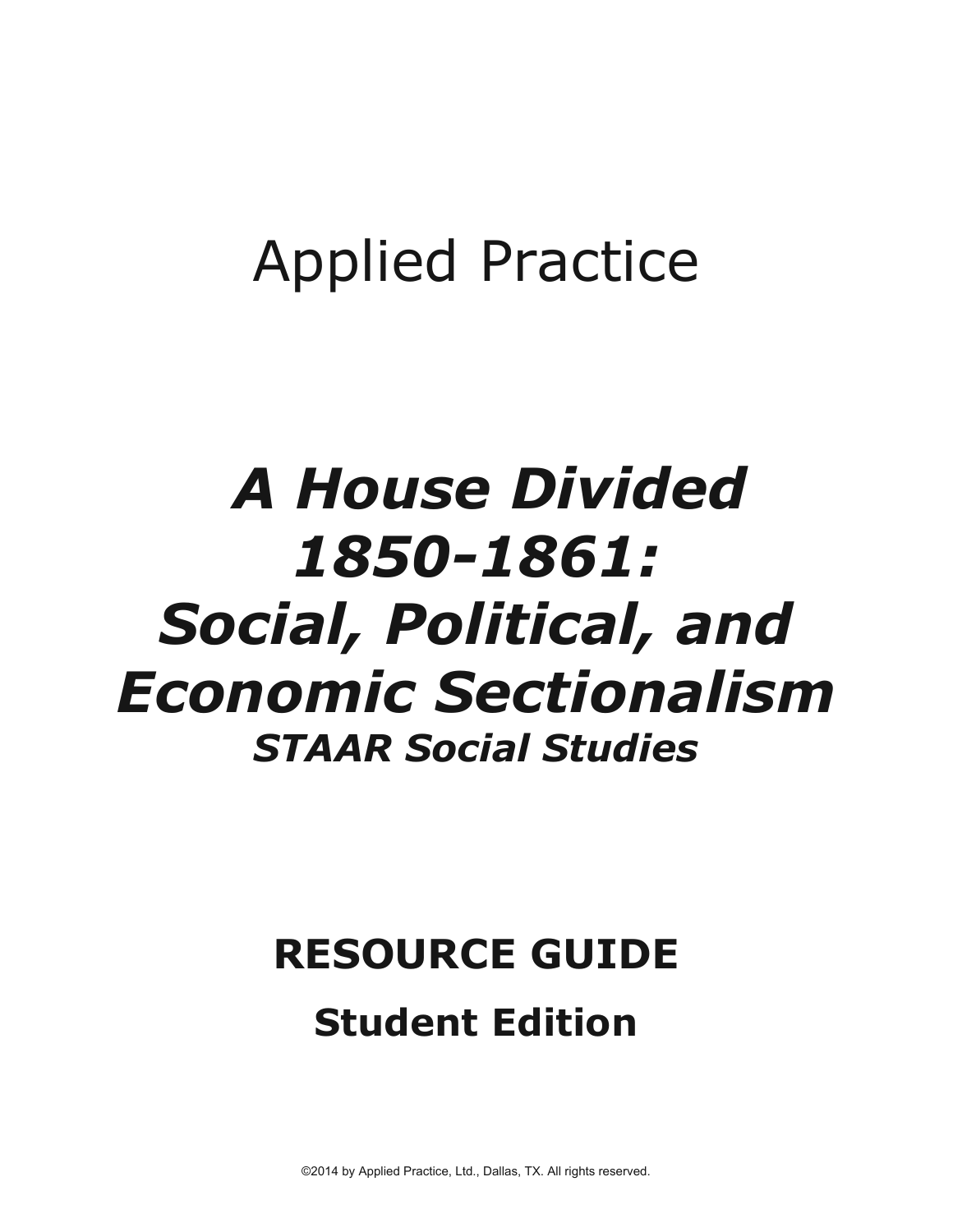Applied Practice

# *A House Divided 1850-1861: Social, Political, and Economic Sectionalism*

***STAAR Social Studies***

## RESOURCE GUIDE

### Student Edition

©2014 by Applied Practice, Ltd., Dallas, TX. All rights reserved.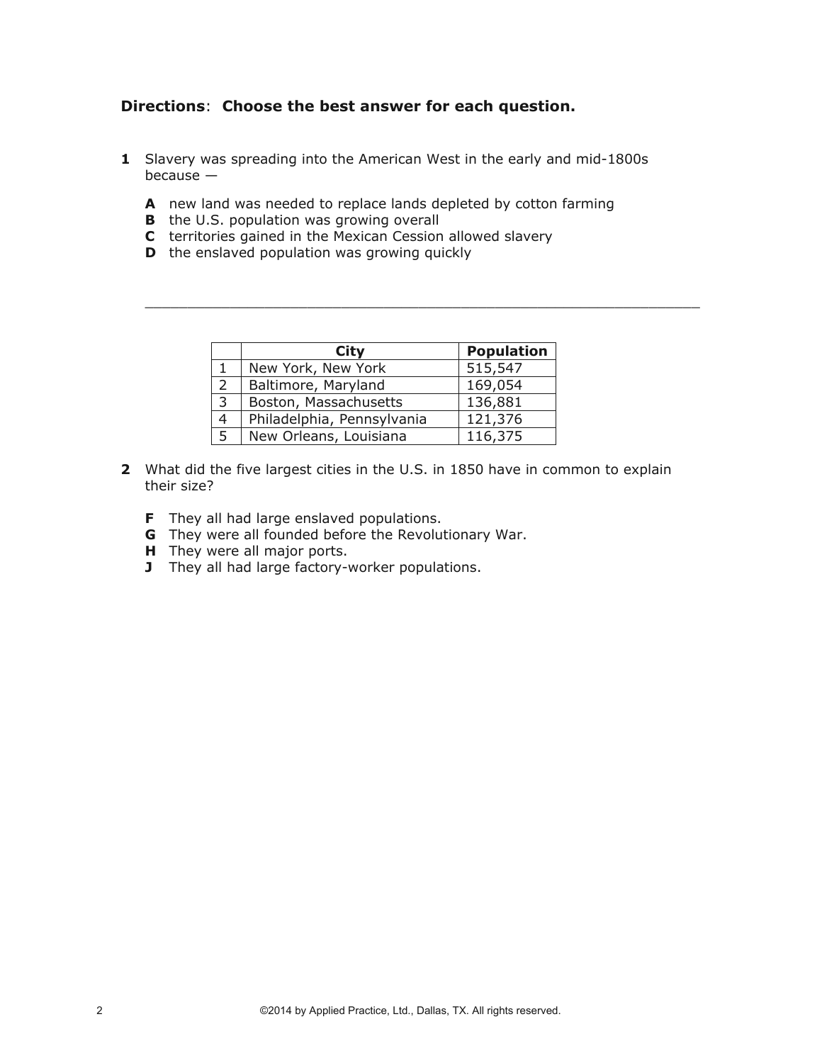**Directions**: **Choose the best answer for each question.**

**1** Slavery was spreading into the American West in the early and mid-1800s because —

**A** new land was needed to replace lands depleted by cotton farming
**B** the U.S. population was growing overall
**C** territories gained in the Mexican Cession allowed slavery
**D** the enslaved population was growing quickly

---

| | **City** | **Population** |
|---|---|---|
| 1 | New York, New York | 515,547 |
| 2 | Baltimore, Maryland | 169,054 |
| 3 | Boston, Massachusetts | 136,881 |
| 4 | Philadelphia, Pennsylvania | 121,376 |
| 5 | New Orleans, Louisiana | 116,375 |

**2** What did the five largest cities in the U.S. in 1850 have in common to explain their size?

**F** They all had large enslaved populations.
**G** They were all founded before the Revolutionary War.
**H** They were all major ports.
**J** They all had large factory-worker populations.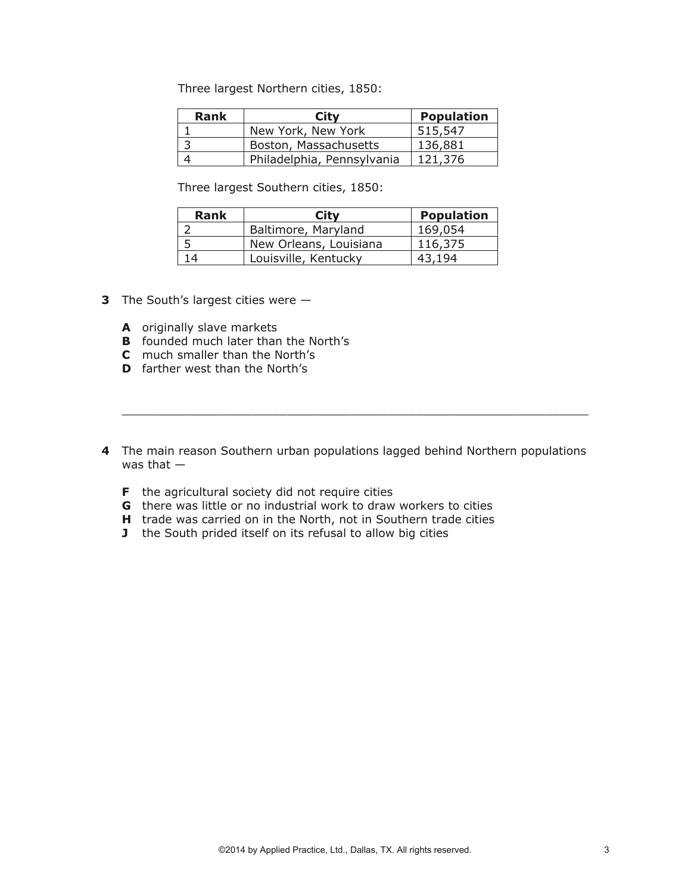Three largest Northern cities, 1850:

| Rank | City | Population |
| --- | --- | --- |
| 1 | New York, New York | 515,547 |
| 3 | Boston, Massachusetts | 136,881 |
| 4 | Philadelphia, Pennsylvania | 121,376 |

Three largest Southern cities, 1850:

| Rank | City | Population |
| --- | --- | --- |
| 2 | Baltimore, Maryland | 169,054 |
| 5 | New Orleans, Louisiana | 116,375 |
| 14 | Louisville, Kentucky | 43,194 |

**3** The South's largest cities were —

- **A** originally slave markets
- **B** founded much later than the North's
- **C** much smaller than the North's
- **D** farther west than the North's

---

**4** The main reason Southern urban populations lagged behind Northern populations was that —

- **F** the agricultural society did not require cities
- **G** there was little or no industrial work to draw workers to cities
- **H** trade was carried on in the North, not in Southern trade cities
- **J** the South prided itself on its refusal to allow big cities

©2014 by Applied Practice, Ltd., Dallas, TX. All rights reserved.